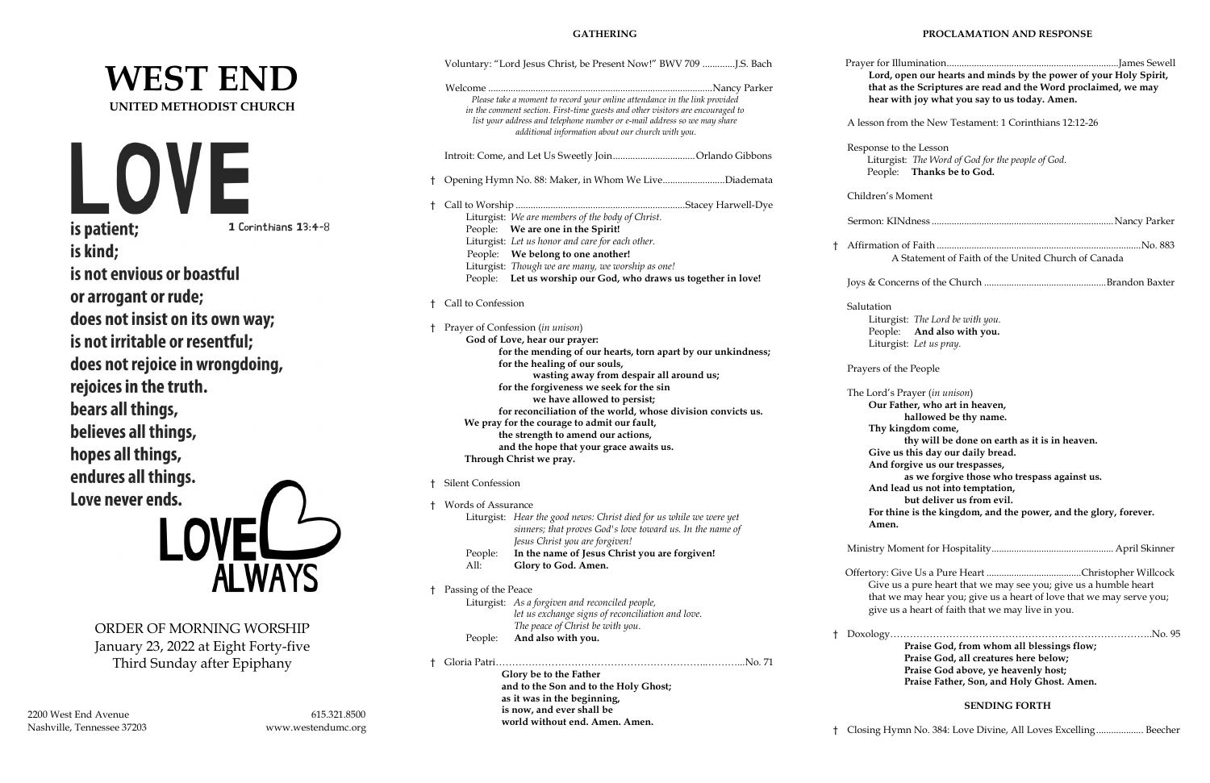# WEST END

**UNITED METHODIST CHURCH**

# LOVE

**is patient;** 1 Corinthians 13:4-8
**is kind;**
**is not envious or boastful**
**or arrogant or rude;**
**does not insist on its own way;**
**is not irritable or resentful;**
**does not rejoice in wrongdoing,**
**rejoices in the truth.**
**bears all things,**
**believes all things,**
**hopes all things,**
**endures all things.**
**Love never ends.**

LOVE ALWAYS

ORDER OF MORNING WORSHIP
January 23, 2022 at Eight Forty-five
Third Sunday after Epiphany

2200 West End Avenue
Nashville, Tennessee 37203

615.321.8500
www.westendumc.org

## GATHERING

Voluntary: "Lord Jesus Christ, be Present Now!" BWV 709 .............J.S. Bach

Welcome ..........................................................................................Nancy Parker
*Please take a moment to record your online attendance in the link provided in the comment section. First-time guests and other visitors are encouraged to list your address and telephone number or e-mail address so we may share additional information about our church with you.*

Introit: Come, and Let Us Sweetly Join.................................Orlando Gibbons

† Opening Hymn No. 88: Maker, in Whom We Live.........................Diademata

† Call to Worship ....................................................................Stacey Harwell-Dye
Liturgist: *We are members of the body of Christ.*
People: **We are one in the Spirit!**
Liturgist: *Let us honor and care for each other.*
People: **We belong to one another!**
Liturgist: *Though we are many, we worship as one!*
People: **Let us worship our God, who draws us together in love!**

† Call to Confession

† Prayer of Confession (*in unison*)
**God of Love, hear our prayer:**
**for the mending of our hearts, torn apart by our unkindness;**
**for the healing of our souls,**
**wasting away from despair all around us;**
**for the forgiveness we seek for the sin**
**we have allowed to persist;**
**for reconciliation of the world, whose division convicts us.**
**We pray for the courage to admit our fault,**
**the strength to amend our actions,**
**and the hope that your grace awaits us.**
**Through Christ we pray.**

† Silent Confession

† Words of Assurance
Liturgist: *Hear the good news: Christ died for us while we were yet sinners; that proves God's love toward us. In the name of Jesus Christ you are forgiven!*
People: **In the name of Jesus Christ you are forgiven!**
All: **Glory to God. Amen.**

† Passing of the Peace
Liturgist: *As a forgiven and reconciled people, let us exchange signs of reconciliation and love. The peace of Christ be with you.*
People: **And also with you.**

† Gloria Patri……………………………………………………………..………...No. 71
**Glory be to the Father**
**and to the Son and to the Holy Ghost;**
**as it was in the beginning,**
**is now, and ever shall be**
**world without end. Amen. Amen.**

## PROCLAMATION AND RESPONSE

Prayer for Illumination.....................................................................James Sewell
**Lord, open our hearts and minds by the power of your Holy Spirit, that as the Scriptures are read and the Word proclaimed, we may hear with joy what you say to us today. Amen.**

A lesson from the New Testament: 1 Corinthians 12:12-26

Response to the Lesson
Liturgist: *The Word of God for the people of God.*
People: **Thanks be to God.**

Children's Moment

Sermon: KINdness ........................................................................Nancy Parker

† Affirmation of Faith ..................................................................................No. 883
A Statement of Faith of the United Church of Canada

Joys & Concerns of the Church .................................................Brandon Baxter

Salutation
Liturgist: *The Lord be with you.*
People: **And also with you.**
Liturgist: *Let us pray.*

Prayers of the People

The Lord's Prayer (*in unison*)
**Our Father, who art in heaven,**
**hallowed be thy name.**
**Thy kingdom come,**
**thy will be done on earth as it is in heaven.**
**Give us this day our daily bread.**
**And forgive us our trespasses,**
**as we forgive those who trespass against us.**
**And lead us not into temptation,**
**but deliver us from evil.**
**For thine is the kingdom, and the power, and the glory, forever. Amen.**

Ministry Moment for Hospitality................................................ April Skinner

Offertory: Give Us a Pure Heart ......................................Christopher Willcock
Give us a pure heart that we may see you; give us a humble heart that we may hear you; give us a heart of love that we may serve you; give us a heart of faith that we may live in you.

† Doxology……………………………………………………………………..No. 95
**Praise God, from whom all blessings flow;**
**Praise God, all creatures here below;**
**Praise God above, ye heavenly host;**
**Praise Father, Son, and Holy Ghost. Amen.**

## SENDING FORTH

† Closing Hymn No. 384: Love Divine, All Loves Excelling.................. Beecher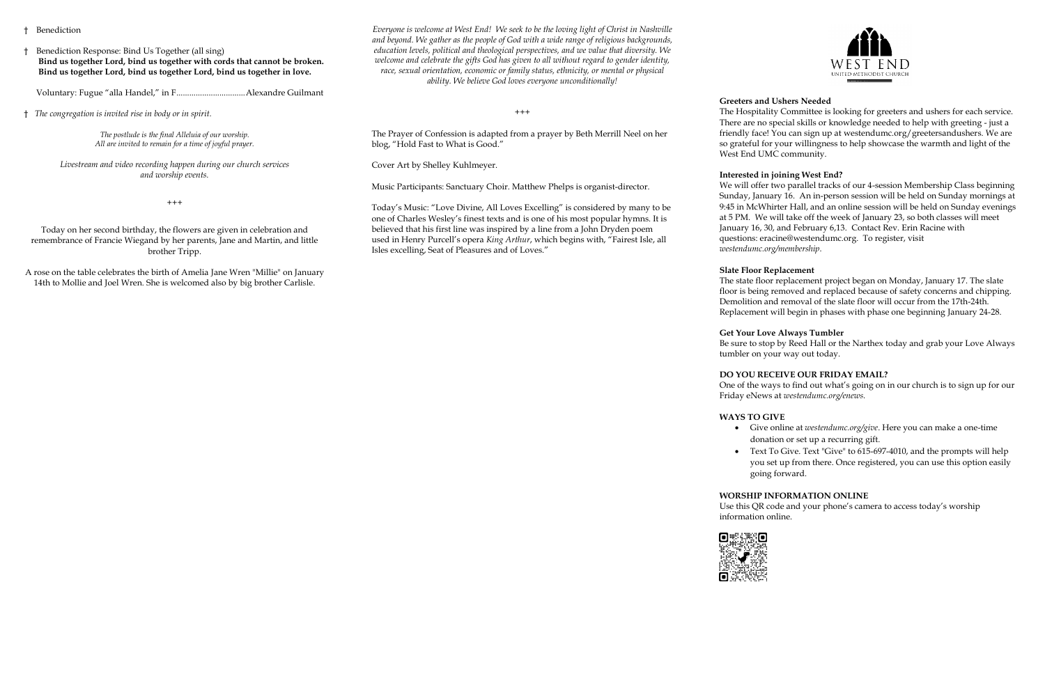† Benediction

† Benediction Response: Bind Us Together (all sing)
**Bind us together Lord, bind us together with cords that cannot be broken. Bind us together Lord, bind us together Lord, bind us together in love.**

Voluntary: Fugue "alla Handel," in F................................Alexandre Guilmant

† *The congregation is invited rise in body or in spirit.*

*The postlude is the final Alleluia of our worship. All are invited to remain for a time of joyful prayer.*

*Livestream and video recording happen during our church services and worship events.*

+++

Today on her second birthday, the flowers are given in celebration and remembrance of Francie Wiegand by her parents, Jane and Martin, and little brother Tripp.

A rose on the table celebrates the birth of Amelia Jane Wren "Millie" on January 14th to Mollie and Joel Wren. She is welcomed also by big brother Carlisle.

*Everyone is welcome at West End! We seek to be the loving light of Christ in Nashville and beyond. We gather as the people of God with a wide range of religious backgrounds, education levels, political and theological perspectives, and we value that diversity. We welcome and celebrate the gifts God has given to all without regard to gender identity, race, sexual orientation, economic or family status, ethnicity, or mental or physical ability. We believe God loves everyone unconditionally!*

+++

The Prayer of Confession is adapted from a prayer by Beth Merrill Neel on her blog, "Hold Fast to What is Good."

Cover Art by Shelley Kuhlmeyer.

Music Participants: Sanctuary Choir. Matthew Phelps is organist-director.

Today's Music: "Love Divine, All Loves Excelling" is considered by many to be one of Charles Wesley's finest texts and is one of his most popular hymns. It is believed that his first line was inspired by a line from a John Dryden poem used in Henry Purcell's opera *King Arthur*, which begins with, "Fairest Isle, all Isles excelling, Seat of Pleasures and of Loves."

WEST END
UNITED METHODIST CHURCH

**Greeters and Ushers Needed**
The Hospitality Committee is looking for greeters and ushers for each service. There are no special skills or knowledge needed to help with greeting - just a friendly face! You can sign up at westendumc.org/greetersandushers. We are so grateful for your willingness to help showcase the warmth and light of the West End UMC community.

**Interested in joining West End?**
We will offer two parallel tracks of our 4-session Membership Class beginning Sunday, January 16. An in-person session will be held on Sunday mornings at 9:45 in McWhirter Hall, and an online session will be held on Sunday evenings at 5 PM. We will take off the week of January 23, so both classes will meet January 16, 30, and February 6,13. Contact Rev. Erin Racine with questions: eracine@westendumc.org. To register, visit *westendumc.org/membership*.

**Slate Floor Replacement**
The state floor replacement project began on Monday, January 17. The slate floor is being removed and replaced because of safety concerns and chipping. Demolition and removal of the slate floor will occur from the 17th-24th. Replacement will begin in phases with phase one beginning January 24-28.

**Get Your Love Always Tumbler**
Be sure to stop by Reed Hall or the Narthex today and grab your Love Always tumbler on your way out today.

**DO YOU RECEIVE OUR FRIDAY EMAIL?**
One of the ways to find out what's going on in our church is to sign up for our Friday eNews at *westendumc.org/enews*.

**WAYS TO GIVE**
- Give online at *westendumc.org/give*. Here you can make a one-time donation or set up a recurring gift.
- Text To Give. Text "Give" to 615-697-4010, and the prompts will help you set up from there. Once registered, you can use this option easily going forward.

**WORSHIP INFORMATION ONLINE**
Use this QR code and your phone's camera to access today's worship information online.